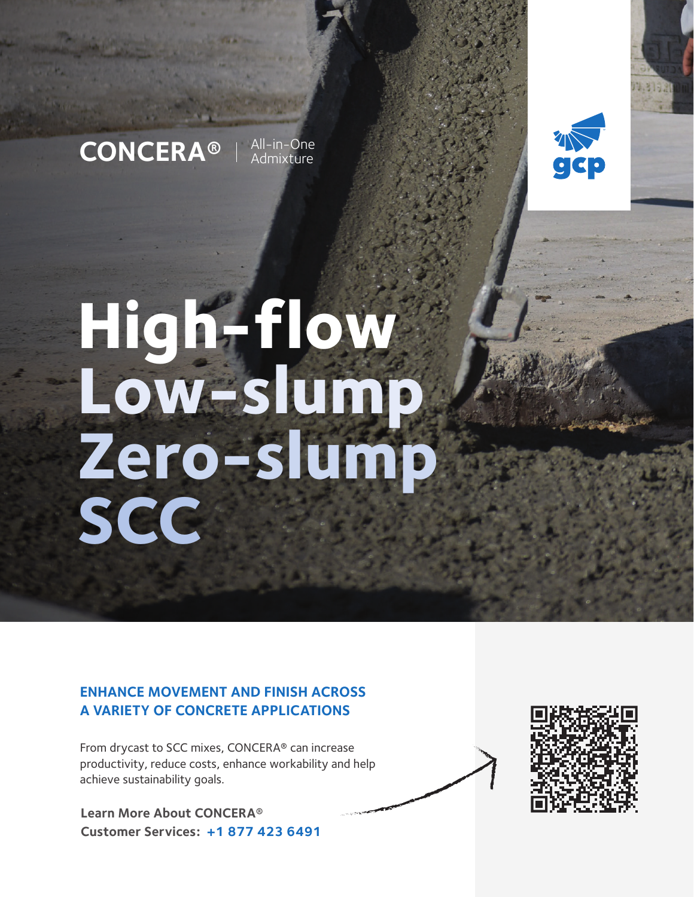**CONCERA®** | All-in-One Admixture

gcp

# High-flow
# Low-slump
# Zero-slump
# SCC

## ENHANCE MOVEMENT AND FINISH ACROSS A VARIETY OF CONCRETE APPLICATIONS

From drycast to SCC mixes, CONCERA® can increase productivity, reduce costs, enhance workability and help achieve sustainability goals.

**Learn More About CONCERA®**
**Customer Services: +1 877 423 6491**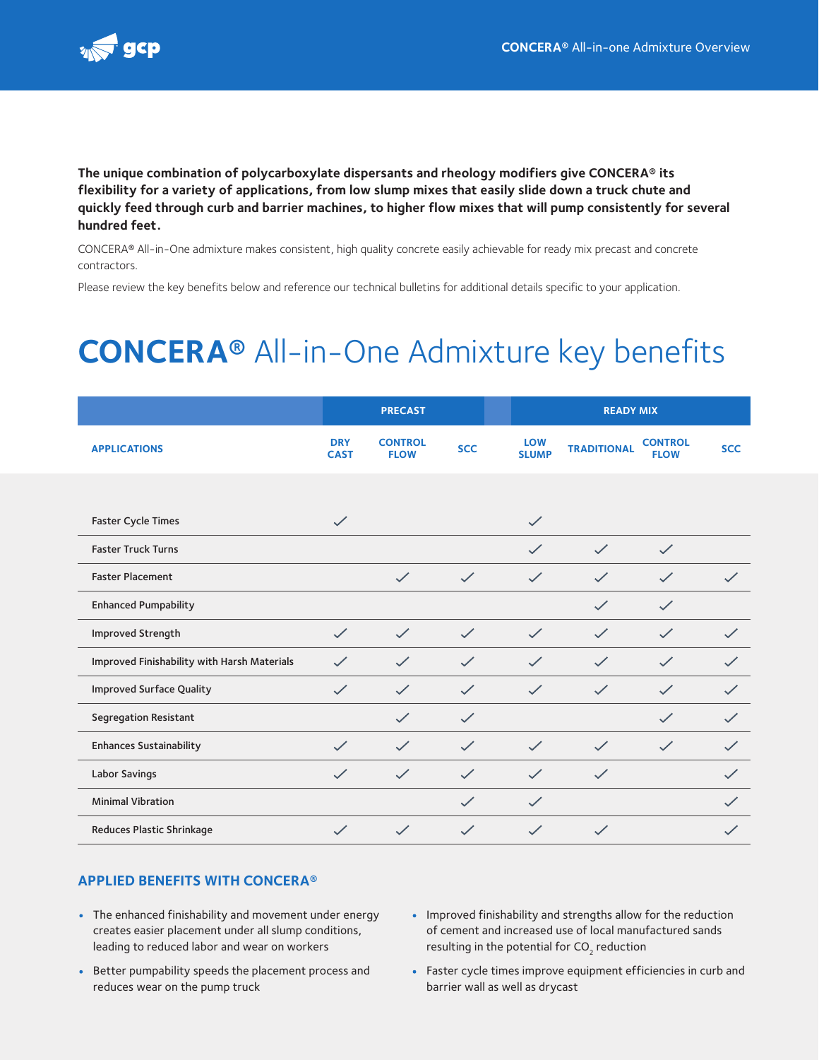**The unique combination of polycarboxylate dispersants and rheology modifiers give CONCERA® its flexibility for a variety of applications, from low slump mixes that easily slide down a truck chute and quickly feed through curb and barrier machines, to higher flow mixes that will pump consistently for several hundred feet.**

CONCERA® All-in-One admixture makes consistent, high quality concrete easily achievable for ready mix precast and concrete contractors.

Please review the key benefits below and reference our technical bulletins for additional details specific to your application.

# CONCERA® All-in-One Admixture key benefits

| | PRECAST | | | READY MIX | | | |
|---|---|---|---|---|---|---|---|
| APPLICATIONS | DRY CAST | CONTROL FLOW | SCC | LOW SLUMP | TRADITIONAL | CONTROL FLOW | SCC |
| Faster Cycle Times | ✓ | | | ✓ | | | |
| Faster Truck Turns | | | | ✓ | ✓ | ✓ | |
| Faster Placement | | ✓ | ✓ | ✓ | ✓ | ✓ | ✓ |
| Enhanced Pumpability | | | | | ✓ | ✓ | |
| Improved Strength | ✓ | ✓ | ✓ | ✓ | ✓ | ✓ | ✓ |
| Improved Finishability with Harsh Materials | ✓ | ✓ | ✓ | ✓ | ✓ | ✓ | ✓ |
| Improved Surface Quality | ✓ | ✓ | ✓ | ✓ | ✓ | ✓ | ✓ |
| Segregation Resistant | | ✓ | ✓ | | | ✓ | ✓ |
| Enhances Sustainability | ✓ | ✓ | ✓ | ✓ | ✓ | ✓ | ✓ |
| Labor Savings | ✓ | ✓ | ✓ | ✓ | ✓ | | ✓ |
| Minimal Vibration | | | ✓ | ✓ | | | ✓ |
| Reduces Plastic Shrinkage | ✓ | ✓ | ✓ | ✓ | ✓ | | ✓ |

## APPLIED BENEFITS WITH CONCERA®

- The enhanced finishability and movement under energy creates easier placement under all slump conditions, leading to reduced labor and wear on workers
- Better pumpability speeds the placement process and reduces wear on the pump truck
- Improved finishability and strengths allow for the reduction of cement and increased use of local manufactured sands resulting in the potential for $CO_2$ reduction
- Faster cycle times improve equipment efficiencies in curb and barrier wall as well as drycast